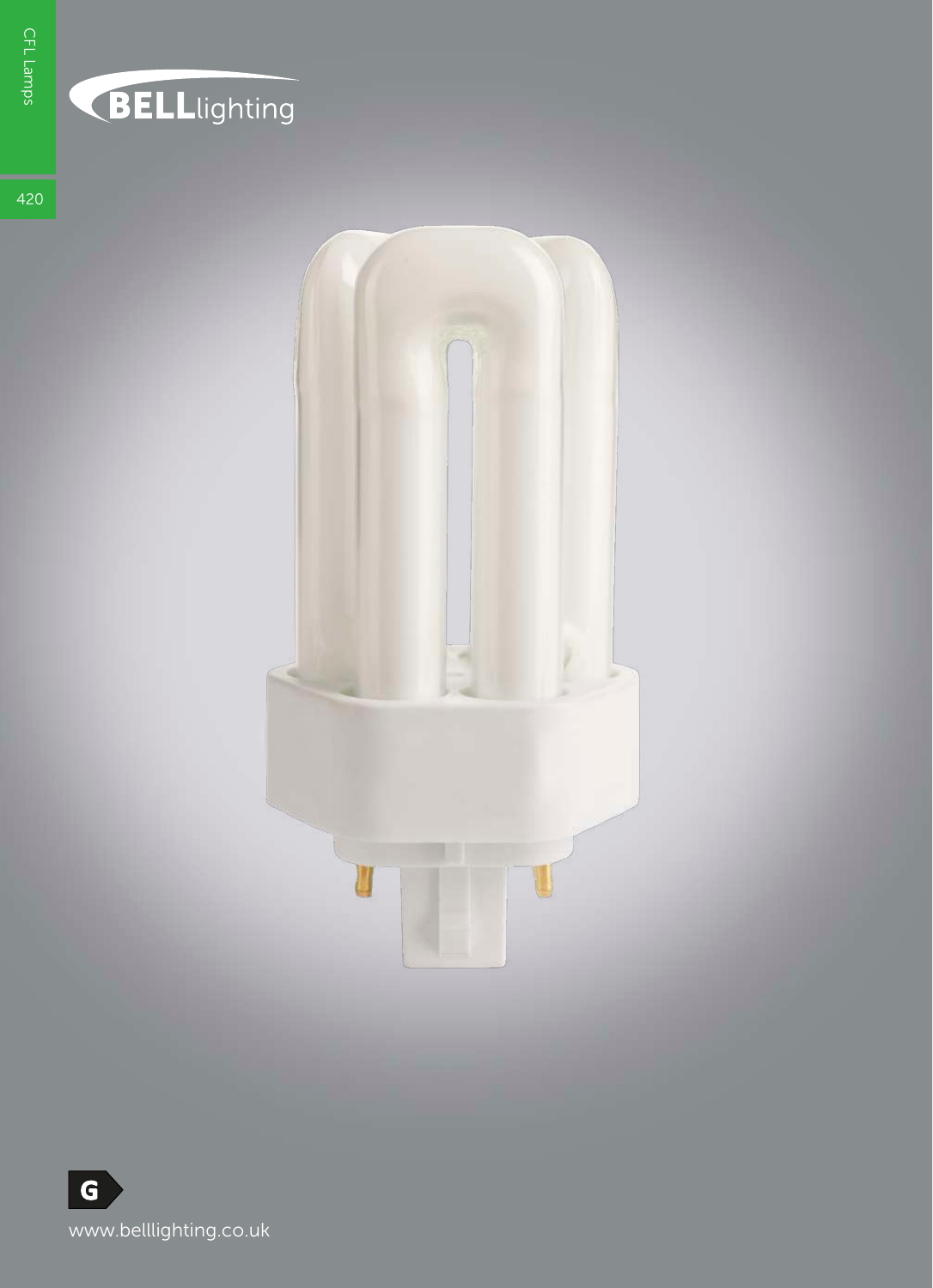BELLlighting

G

www.belllighting.co.uk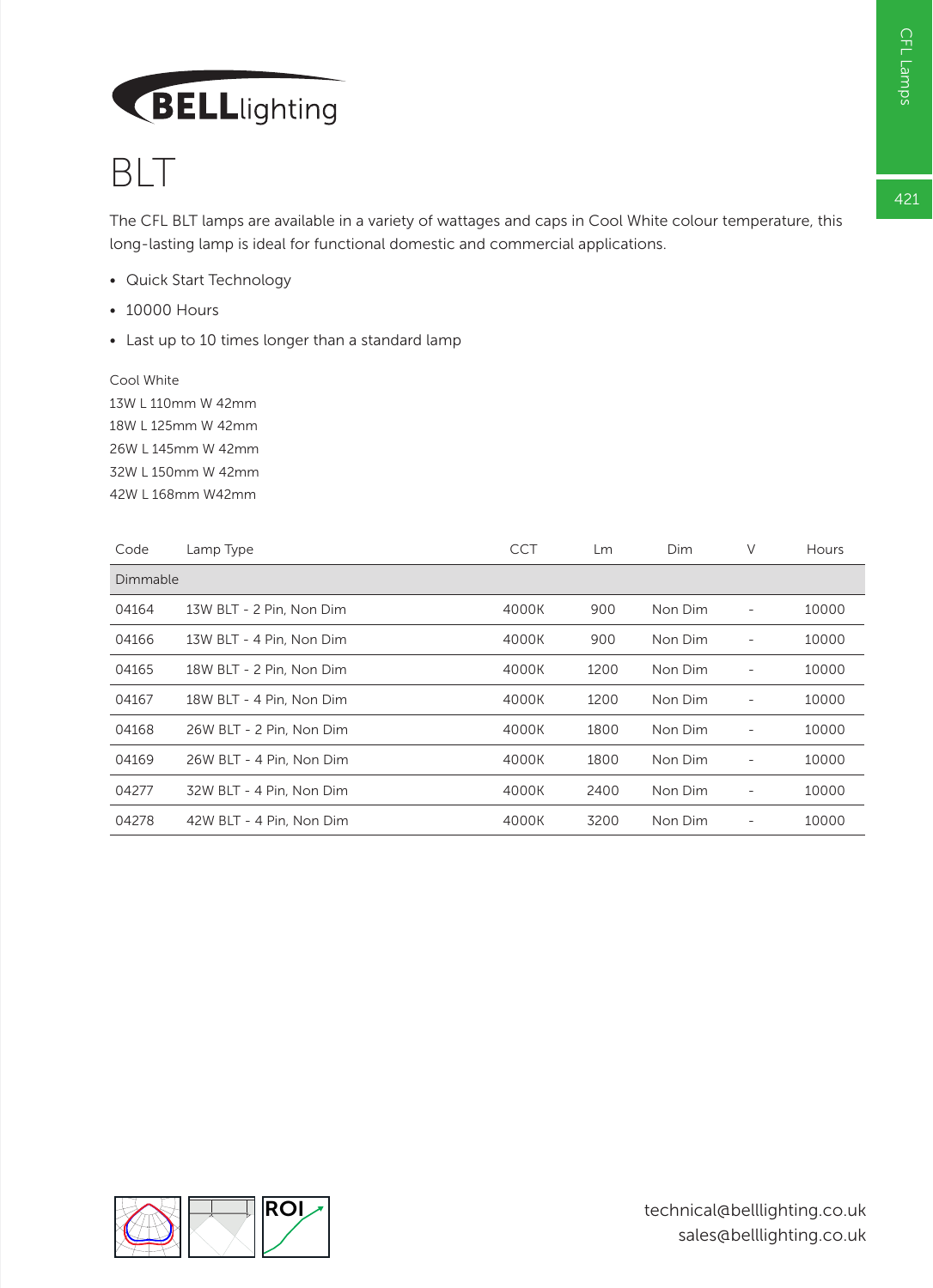# BELLlighting

# BLT

The CFL BLT lamps are available in a variety of wattages and caps in Cool White colour temperature, this long-lasting lamp is ideal for functional domestic and commercial applications.

- Quick Start Technology
- 10000 Hours
- Last up to 10 times longer than a standard lamp

Cool White
13W L 110mm W 42mm
18W L 125mm W 42mm
26W L 145mm W 42mm
32W L 150mm W 42mm
42W L 168mm W42mm

| Code | Lamp Type | CCT | Lm | Dim | V | Hours |
|---|---|---|---|---|---|---|
| Dimmable | | | | | | |
| 04164 | 13W BLT - 2 Pin, Non Dim | 4000K | 900 | Non Dim | - | 10000 |
| 04166 | 13W BLT - 4 Pin, Non Dim | 4000K | 900 | Non Dim | - | 10000 |
| 04165 | 18W BLT - 2 Pin, Non Dim | 4000K | 1200 | Non Dim | - | 10000 |
| 04167 | 18W BLT - 4 Pin, Non Dim | 4000K | 1200 | Non Dim | - | 10000 |
| 04168 | 26W BLT - 2 Pin, Non Dim | 4000K | 1800 | Non Dim | - | 10000 |
| 04169 | 26W BLT - 4 Pin, Non Dim | 4000K | 1800 | Non Dim | - | 10000 |
| 04277 | 32W BLT - 4 Pin, Non Dim | 4000K | 2400 | Non Dim | - | 10000 |
| 04278 | 42W BLT - 4 Pin, Non Dim | 4000K | 3200 | Non Dim | - | 10000 |

ROI

technical@belllighting.co.uk
sales@belllighting.co.uk